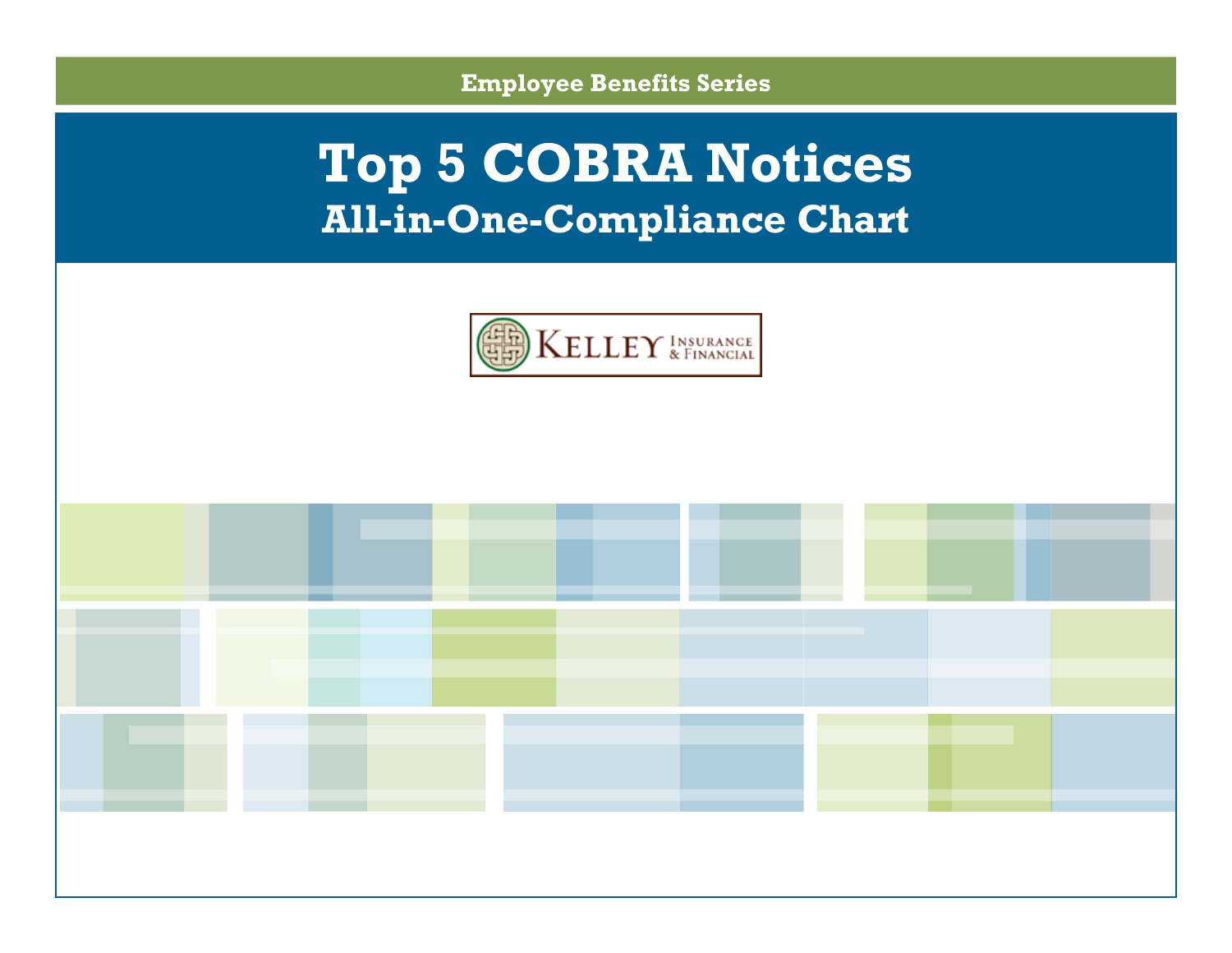Employee Benefits Series

# Top 5 COBRA Notices

## All-in-One-Compliance Chart

KELLEY INSURANCE & FINANCIAL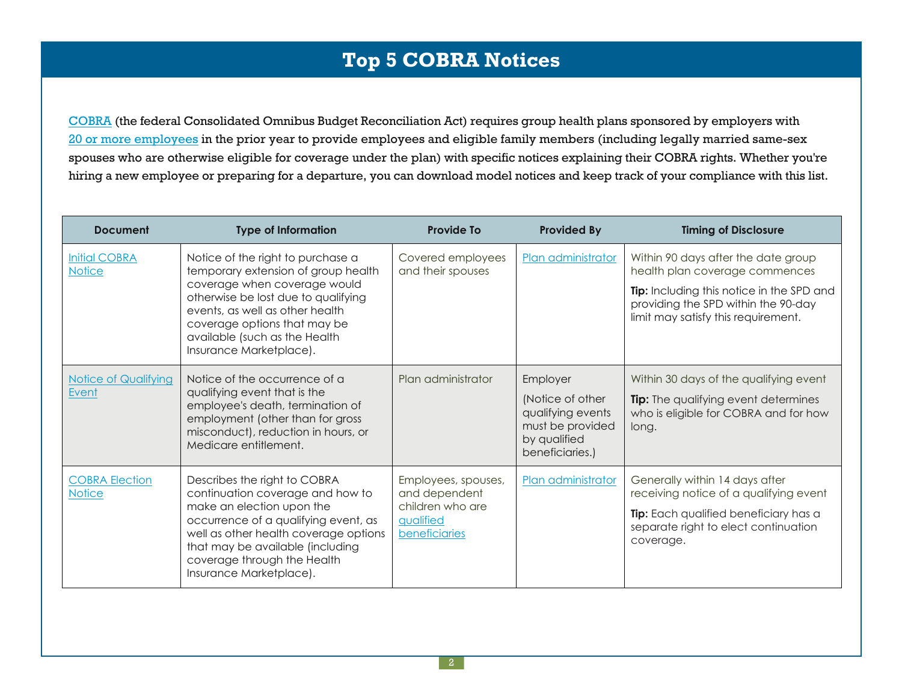# Top 5 COBRA Notices

COBRA (the federal Consolidated Omnibus Budget Reconciliation Act) requires group health plans sponsored by employers with 20 or more employees in the prior year to provide employees and eligible family members (including legally married same-sex spouses who are otherwise eligible for coverage under the plan) with specific notices explaining their COBRA rights. Whether you're hiring a new employee or preparing for a departure, you can download model notices and keep track of your compliance with this list.

| Document | Type of Information | Provide To | Provided By | Timing of Disclosure |
|---|---|---|---|---|
| Initial COBRA Notice | Notice of the right to purchase a temporary extension of group health coverage when coverage would otherwise be lost due to qualifying events, as well as other health coverage options that may be available (such as the Health Insurance Marketplace). | Covered employees and their spouses | Plan administrator | Within 90 days after the date group health plan coverage commences<br><br>**Tip:** Including this notice in the SPD and providing the SPD within the 90-day limit may satisfy this requirement. |
| Notice of Qualifying Event | Notice of the occurrence of a qualifying event that is the employee's death, termination of employment (other than for gross misconduct), reduction in hours, or Medicare entitlement. | Plan administrator | Employer<br><br>(Notice of other qualifying events must be provided by qualified beneficiaries.) | Within 30 days of the qualifying event<br><br>**Tip:** The qualifying event determines who is eligible for COBRA and for how long. |
| COBRA Election Notice | Describes the right to COBRA continuation coverage and how to make an election upon the occurrence of a qualifying event, as well as other health coverage options that may be available (including coverage through the Health Insurance Marketplace). | Employees, spouses, and dependent children who are qualified beneficiaries | Plan administrator | Generally within 14 days after receiving notice of a qualifying event<br><br>**Tip:** Each qualified beneficiary has a separate right to elect continuation coverage. |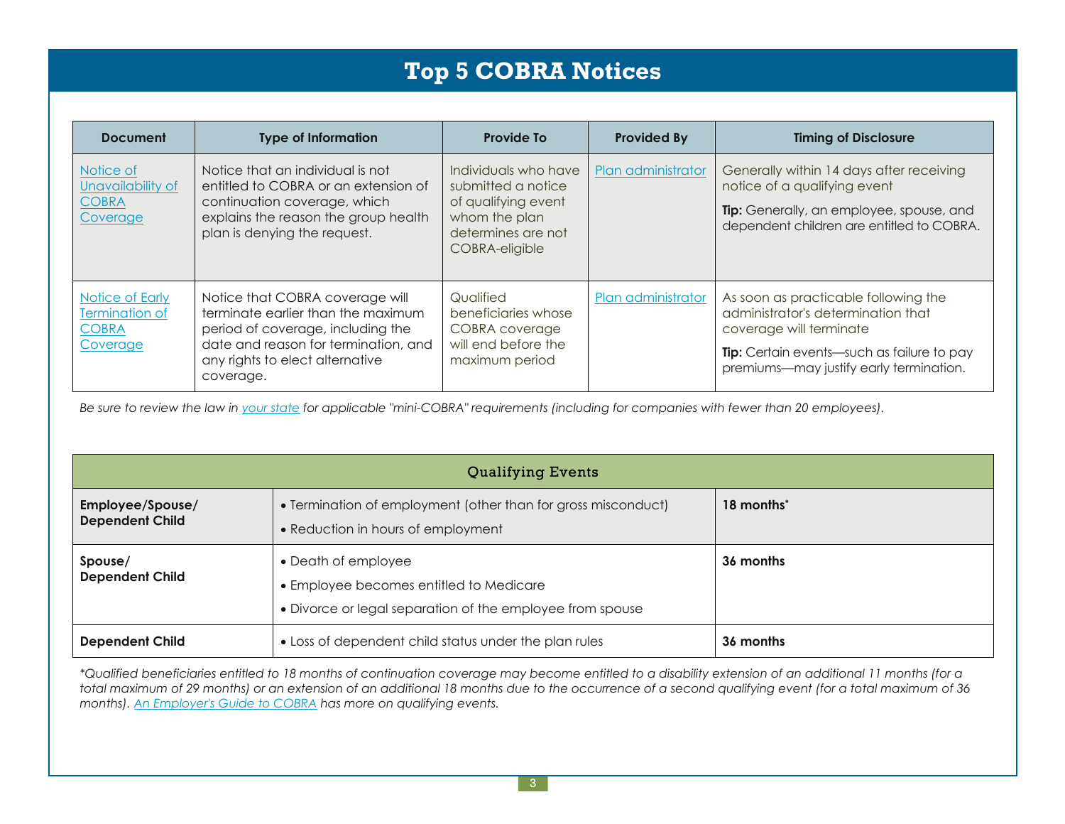# Top 5 COBRA Notices

| Document | Type of Information | Provide To | Provided By | Timing of Disclosure |
| --- | --- | --- | --- | --- |
| Notice of Unavailability of COBRA Coverage | Notice that an individual is not entitled to COBRA or an extension of continuation coverage, which explains the reason the group health plan is denying the request. | Individuals who have submitted a notice of qualifying event whom the plan determines are not COBRA-eligible | Plan administrator | Generally within 14 days after receiving notice of a qualifying event<br>**Tip:** Generally, an employee, spouse, and dependent children are entitled to COBRA. |
| Notice of Early Termination of COBRA Coverage | Notice that COBRA coverage will terminate earlier than the maximum period of coverage, including the date and reason for termination, and any rights to elect alternative coverage. | Qualified beneficiaries whose COBRA coverage will end before the maximum period | Plan administrator | As soon as practicable following the administrator's determination that coverage will terminate<br>**Tip:** Certain events—such as failure to pay premiums—may justify early termination. |

*Be sure to review the law in your state for applicable "mini-COBRA" requirements (including for companies with fewer than 20 employees).*

| Qualifying Events | | |
| --- | --- | --- |
| **Employee/Spouse/ Dependent Child** | • Termination of employment (other than for gross misconduct)<br>• Reduction in hours of employment | **18 months*** |
| **Spouse/ Dependent Child** | • Death of employee<br>• Employee becomes entitled to Medicare<br>• Divorce or legal separation of the employee from spouse | **36 months** |
| **Dependent Child** | • Loss of dependent child status under the plan rules | **36 months** |

*\*Qualified beneficiaries entitled to 18 months of continuation coverage may become entitled to a disability extension of an additional 11 months (for a total maximum of 29 months) or an extension of an additional 18 months due to the occurrence of a second qualifying event (for a total maximum of 36 months). An Employer's Guide to COBRA has more on qualifying events.*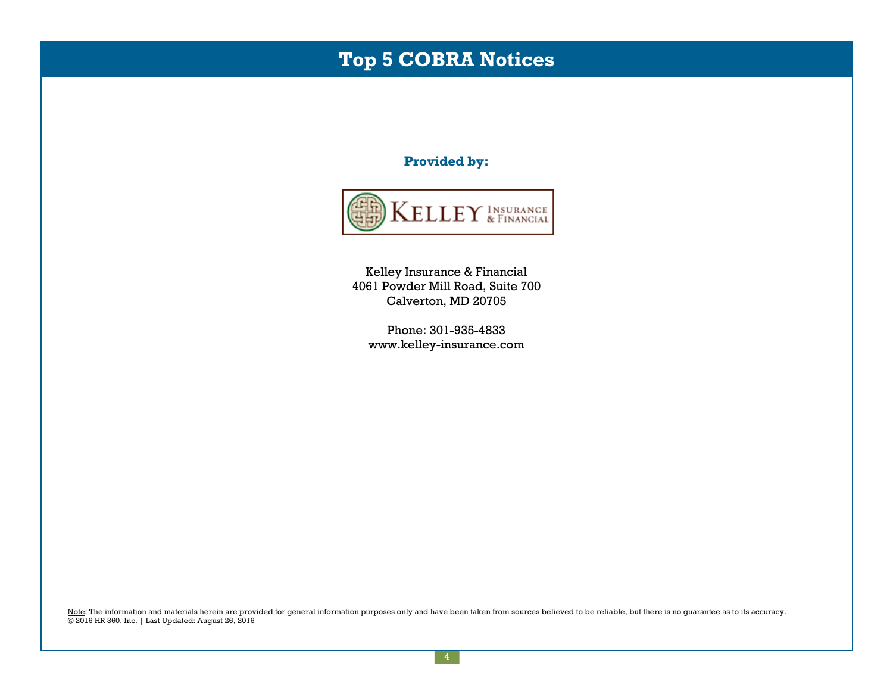# Top 5 COBRA Notices

**Provided by:**

Kelley Insurance & Financial
4061 Powder Mill Road, Suite 700
Calverton, MD 20705

Phone: 301-935-4833
www.kelley-insurance.com

Note: The information and materials herein are provided for general information purposes only and have been taken from sources believed to be reliable, but there is no guarantee as to its accuracy.
© 2016 HR 360, Inc. | Last Updated: August 26, 2016